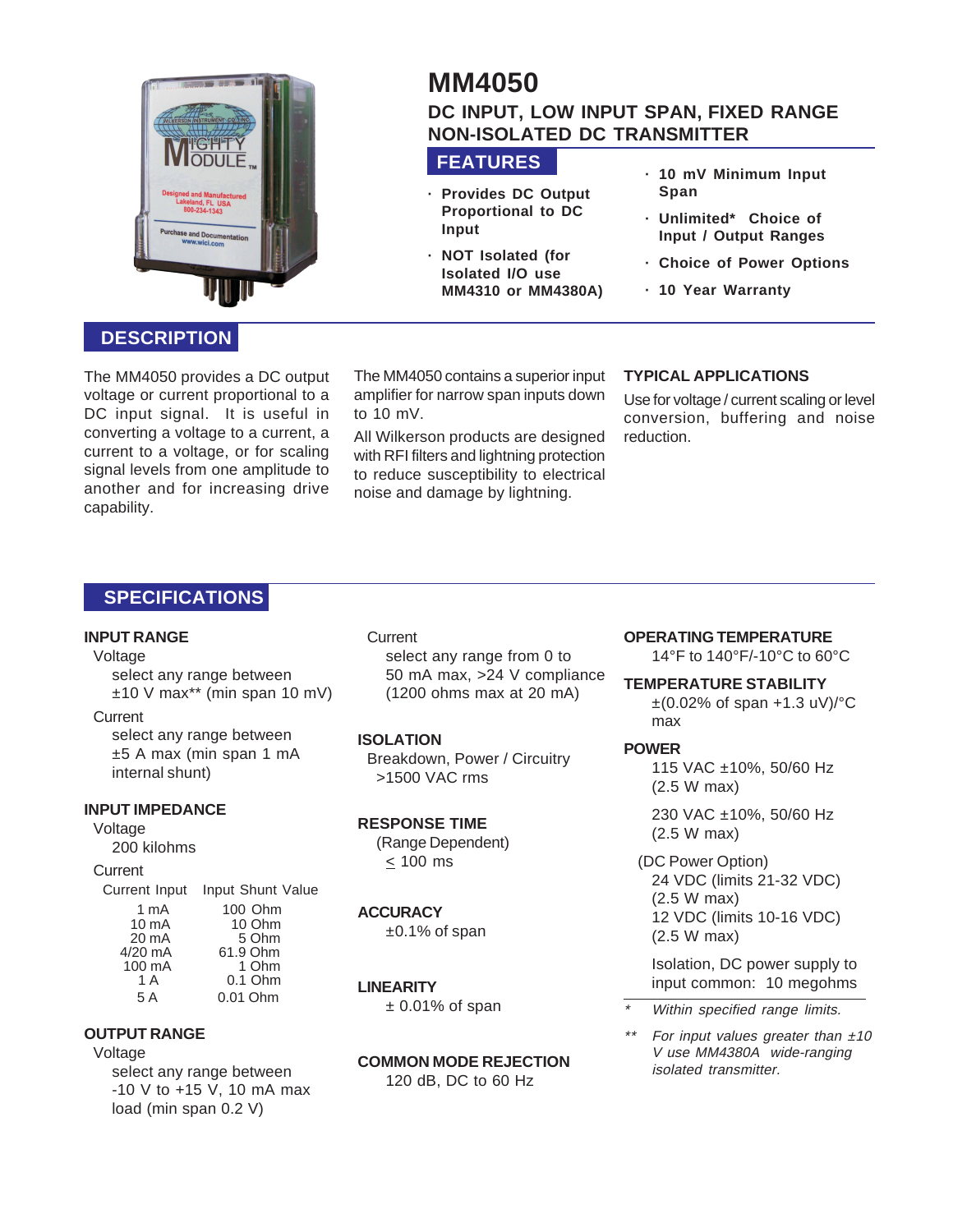# MM4050

## DC INPUT, LOW INPUT SPAN, FIXED RANGE NON-ISOLATED DC TRANSMITTER

## FEATURES

- **Provides DC Output Proportional to DC Input**
- **NOT Isolated (for Isolated I/O use MM4310 or MM4380A)**
- **10 mV Minimum Input Span**
- **Unlimited* Choice of Input / Output Ranges**
- **Choice of Power Options**
- **10 Year Warranty**

## DESCRIPTION

The MM4050 provides a DC output voltage or current proportional to a DC input signal. It is useful in converting a voltage to a current, a current to a voltage, or for scaling signal levels from one amplitude to another and for increasing drive capability.

The MM4050 contains a superior input amplifier for narrow span inputs down to 10 mV.

All Wilkerson products are designed with RFI filters and lightning protection to reduce susceptibility to electrical noise and damage by lightning.

### TYPICAL APPLICATIONS

Use for voltage / current scaling or level conversion, buffering and noise reduction.

## SPECIFICATIONS

### INPUT RANGE

Voltage
select any range between ±10 V max** (min span 10 mV)

Current
select any range between ±5 A max (min span 1 mA internal shunt)

### INPUT IMPEDANCE

Voltage
200 kilohms

Current

| Current Input | Input Shunt Value |
|---|---|
| 1 mA | 100 Ohm |
| 10 mA | 10 Ohm |
| 20 mA | 5 Ohm |
| 4/20 mA | 61.9 Ohm |
| 100 mA | 1 Ohm |
| 1 A | 0.1 Ohm |
| 5 A | 0.01 Ohm |

### OUTPUT RANGE

Voltage
select any range between -10 V to +15 V, 10 mA max load (min span 0.2 V)

Current
select any range from 0 to 50 mA max, >24 V compliance (1200 ohms max at 20 mA)

### ISOLATION

Breakdown, Power / Circuitry
>1500 VAC rms

### RESPONSE TIME

(Range Dependent)
≤ 100 ms

### ACCURACY

±0.1% of span

### LINEARITY

± 0.01% of span

### COMMON MODE REJECTION

120 dB, DC to 60 Hz

### OPERATING TEMPERATURE

14°F to 140°F/-10°C to 60°C

### TEMPERATURE STABILITY

±(0.02% of span +1.3 uV)/°C max

### POWER

115 VAC ±10%, 50/60 Hz (2.5 W max)

230 VAC ±10%, 50/60 Hz (2.5 W max)

(DC Power Option)
24 VDC (limits 21-32 VDC) (2.5 W max)
12 VDC (limits 10-16 VDC) (2.5 W max)

Isolation, DC power supply to input common: 10 megohms

---

\* *Within specified range limits.*

\*\* *For input values greater than ±10 V use MM4380A wide-ranging isolated transmitter.*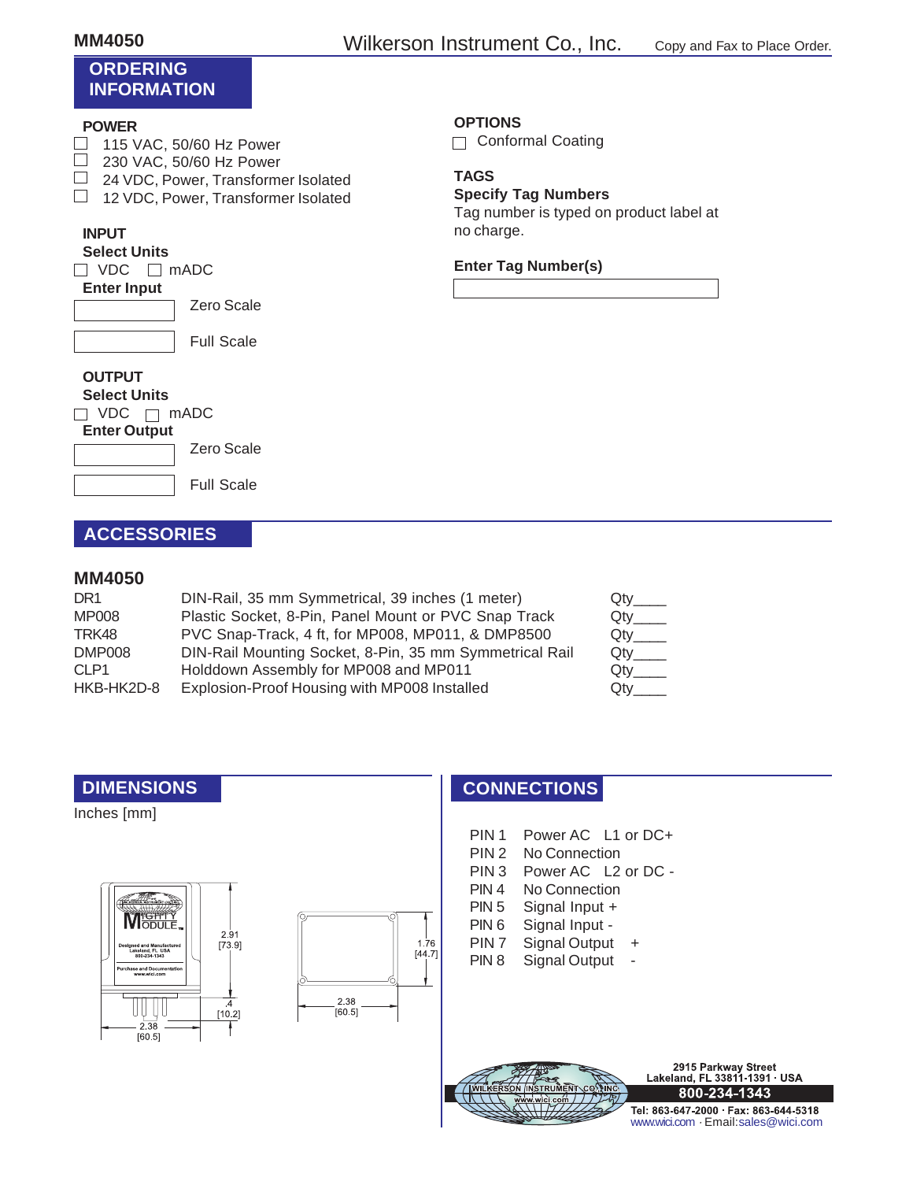MM4050 Wilkerson Instrument Co., Inc. Copy and Fax to Place Order.

## ORDERING INFORMATION

### POWER

- ☐ 115 VAC, 50/60 Hz Power
- ☐ 230 VAC, 50/60 Hz Power
- ☐ 24 VDC, Power, Transformer Isolated
- ☐ 12 VDC, Power, Transformer Isolated

### INPUT

**Select Units**

☐ VDC ☐ mADC

**Enter Input**

\_\_\_\_\_\_\_\_ Zero Scale

\_\_\_\_\_\_\_\_ Full Scale

### OUTPUT

**Select Units**

☐ VDC ☐ mADC

**Enter Output**

\_\_\_\_\_\_\_\_ Zero Scale

\_\_\_\_\_\_\_\_ Full Scale

### OPTIONS

☐ Conformal Coating

### TAGS

**Specify Tag Numbers**

Tag number is typed on product label at no charge.

**Enter Tag Number(s)**

\_\_\_\_\_\_\_\_\_\_\_\_\_\_\_\_

## ACCESSORIES

### MM4050

| | | |
|---|---|---|
| DR1 | DIN-Rail, 35 mm Symmetrical, 39 inches (1 meter) | Qty\_\_\_\_ |
| MP008 | Plastic Socket, 8-Pin, Panel Mount or PVC Snap Track | Qty\_\_\_\_ |
| TRK48 | PVC Snap-Track, 4 ft, for MP008, MP011, & DMP8500 | Qty\_\_\_\_ |
| DMP008 | DIN-Rail Mounting Socket, 8-Pin, 35 mm Symmetrical Rail | Qty\_\_\_\_ |
| CLP1 | Holddown Assembly for MP008 and MP011 | Qty\_\_\_\_ |
| HKB-HK2D-8 | Explosion-Proof Housing with MP008 Installed | Qty\_\_\_\_ |

## DIMENSIONS

Inches [mm]

Mighty Module
Designed and Manufactured Lakeland, FL USA 800-234-1343
Purchase and Documentation www.wici.com

2.91 [73.9]
.4 [10.2]
2.38 [60.5]
1.76 [44.7]
2.38 [60.5]

## CONNECTIONS

| | |
|---|---|
| PIN 1 | Power AC L1 or DC+ |
| PIN 2 | No Connection |
| PIN 3 | Power AC L2 or DC - |
| PIN 4 | No Connection |
| PIN 5 | Signal Input + |
| PIN 6 | Signal Input - |
| PIN 7 | Signal Output + |
| PIN 8 | Signal Output - |

WILKERSON INSTRUMENT CO., INC.
www.wici.com

2915 Parkway Street
Lakeland, FL 33811-1391 · USA
800-234-1343
Tel: 863-647-2000 · Fax: 863-644-5318
www.wici.com · Email: sales@wici.com